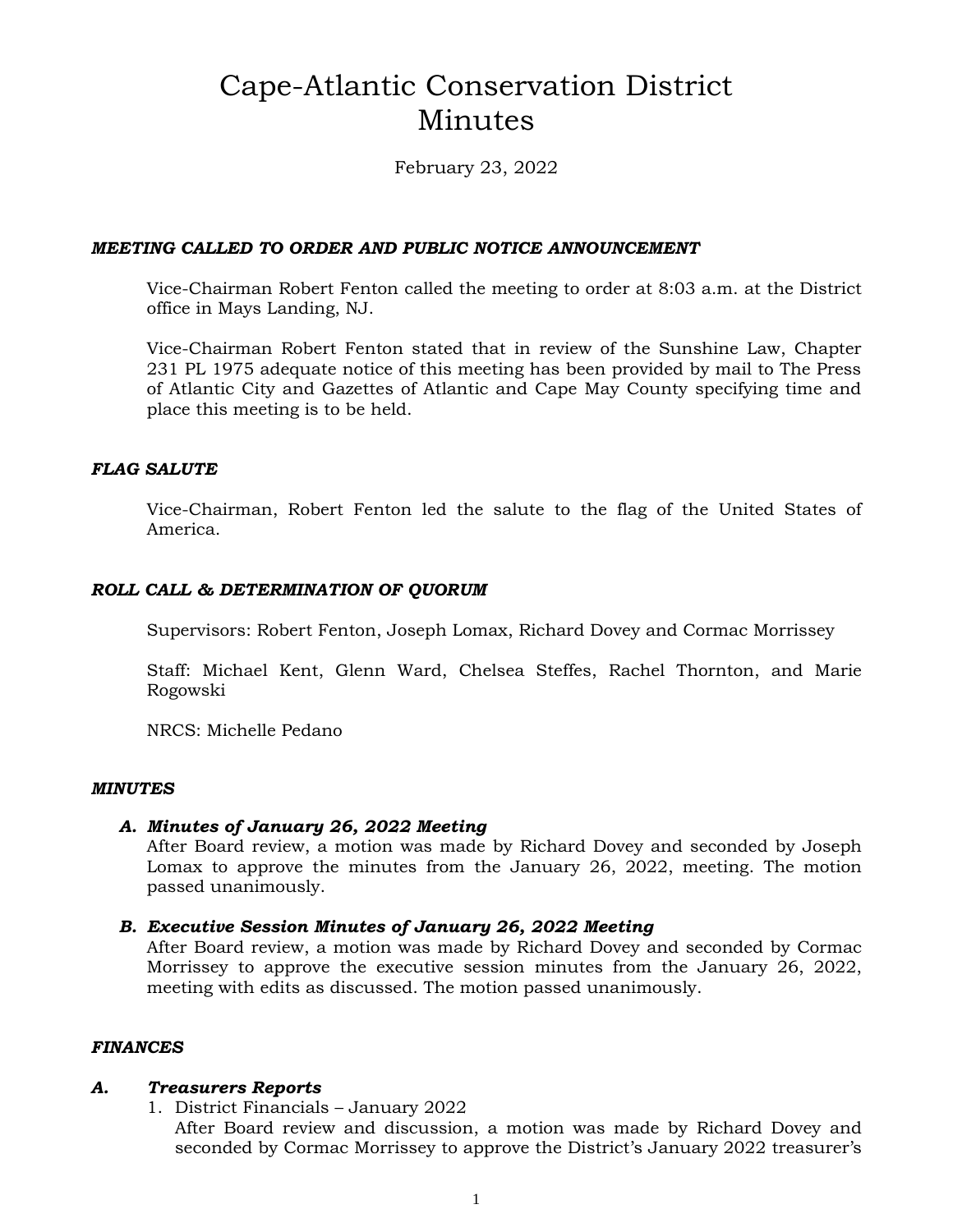# Cape-Atlantic Conservation District Minutes

February 23, 2022

***MEETING CALLED TO ORDER AND PUBLIC NOTICE ANNOUNCEMENT***

Vice-Chairman Robert Fenton called the meeting to order at 8:03 a.m. at the District office in Mays Landing, NJ.

Vice-Chairman Robert Fenton stated that in review of the Sunshine Law, Chapter 231 PL 1975 adequate notice of this meeting has been provided by mail to The Press of Atlantic City and Gazettes of Atlantic and Cape May County specifying time and place this meeting is to be held.

***FLAG SALUTE***

Vice-Chairman, Robert Fenton led the salute to the flag of the United States of America.

***ROLL CALL & DETERMINATION OF QUORUM***

Supervisors: Robert Fenton, Joseph Lomax, Richard Dovey and Cormac Morrissey

Staff: Michael Kent, Glenn Ward, Chelsea Steffes, Rachel Thornton, and Marie Rogowski

NRCS: Michelle Pedano

***MINUTES***

***A. Minutes of January 26, 2022 Meeting***
After Board review, a motion was made by Richard Dovey and seconded by Joseph Lomax to approve the minutes from the January 26, 2022, meeting. The motion passed unanimously.

***B. Executive Session Minutes of January 26, 2022 Meeting***
After Board review, a motion was made by Richard Dovey and seconded by Cormac Morrissey to approve the executive session minutes from the January 26, 2022, meeting with edits as discussed. The motion passed unanimously.

***FINANCES***

***A. Treasurers Reports***

1. District Financials – January 2022
   After Board review and discussion, a motion was made by Richard Dovey and seconded by Cormac Morrissey to approve the District's January 2022 treasurer's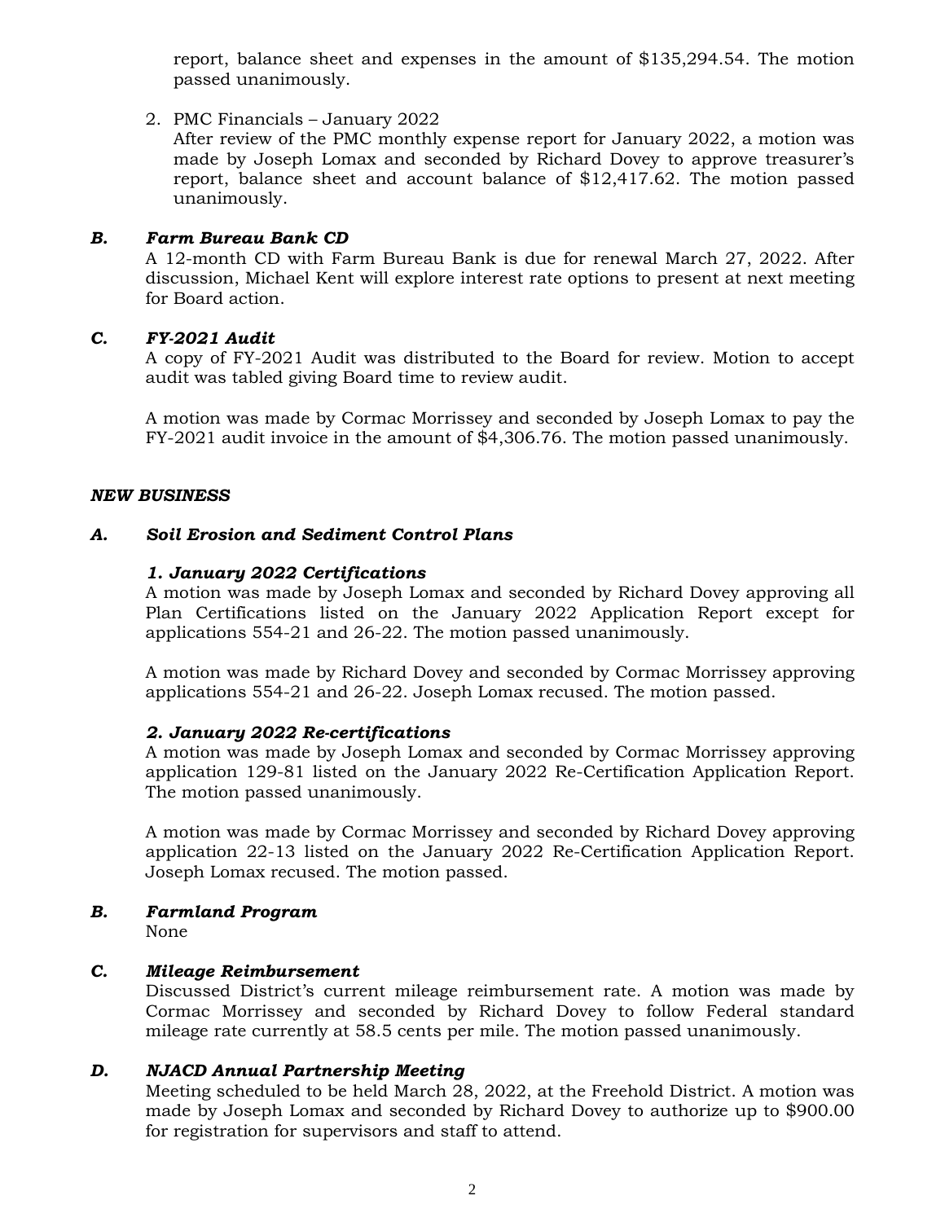report, balance sheet and expenses in the amount of $135,294.54. The motion passed unanimously.

2. PMC Financials – January 2022
   After review of the PMC monthly expense report for January 2022, a motion was made by Joseph Lomax and seconded by Richard Dovey to approve treasurer's report, balance sheet and account balance of $12,417.62. The motion passed unanimously.

### *B. Farm Bureau Bank CD*

A 12-month CD with Farm Bureau Bank is due for renewal March 27, 2022. After discussion, Michael Kent will explore interest rate options to present at next meeting for Board action.

### *C. FY-2021 Audit*

A copy of FY-2021 Audit was distributed to the Board for review. Motion to accept audit was tabled giving Board time to review audit.

A motion was made by Cormac Morrissey and seconded by Joseph Lomax to pay the FY-2021 audit invoice in the amount of $4,306.76. The motion passed unanimously.

## *NEW BUSINESS*

### *A. Soil Erosion and Sediment Control Plans*

#### *1. January 2022 Certifications*

A motion was made by Joseph Lomax and seconded by Richard Dovey approving all Plan Certifications listed on the January 2022 Application Report except for applications 554-21 and 26-22. The motion passed unanimously.

A motion was made by Richard Dovey and seconded by Cormac Morrissey approving applications 554-21 and 26-22. Joseph Lomax recused. The motion passed.

#### *2. January 2022 Re-certifications*

A motion was made by Joseph Lomax and seconded by Cormac Morrissey approving application 129-81 listed on the January 2022 Re-Certification Application Report. The motion passed unanimously.

A motion was made by Cormac Morrissey and seconded by Richard Dovey approving application 22-13 listed on the January 2022 Re-Certification Application Report. Joseph Lomax recused. The motion passed.

### *B. Farmland Program*

None

### *C. Mileage Reimbursement*

Discussed District's current mileage reimbursement rate. A motion was made by Cormac Morrissey and seconded by Richard Dovey to follow Federal standard mileage rate currently at 58.5 cents per mile. The motion passed unanimously.

### *D. NJACD Annual Partnership Meeting*

Meeting scheduled to be held March 28, 2022, at the Freehold District. A motion was made by Joseph Lomax and seconded by Richard Dovey to authorize up to $900.00 for registration for supervisors and staff to attend.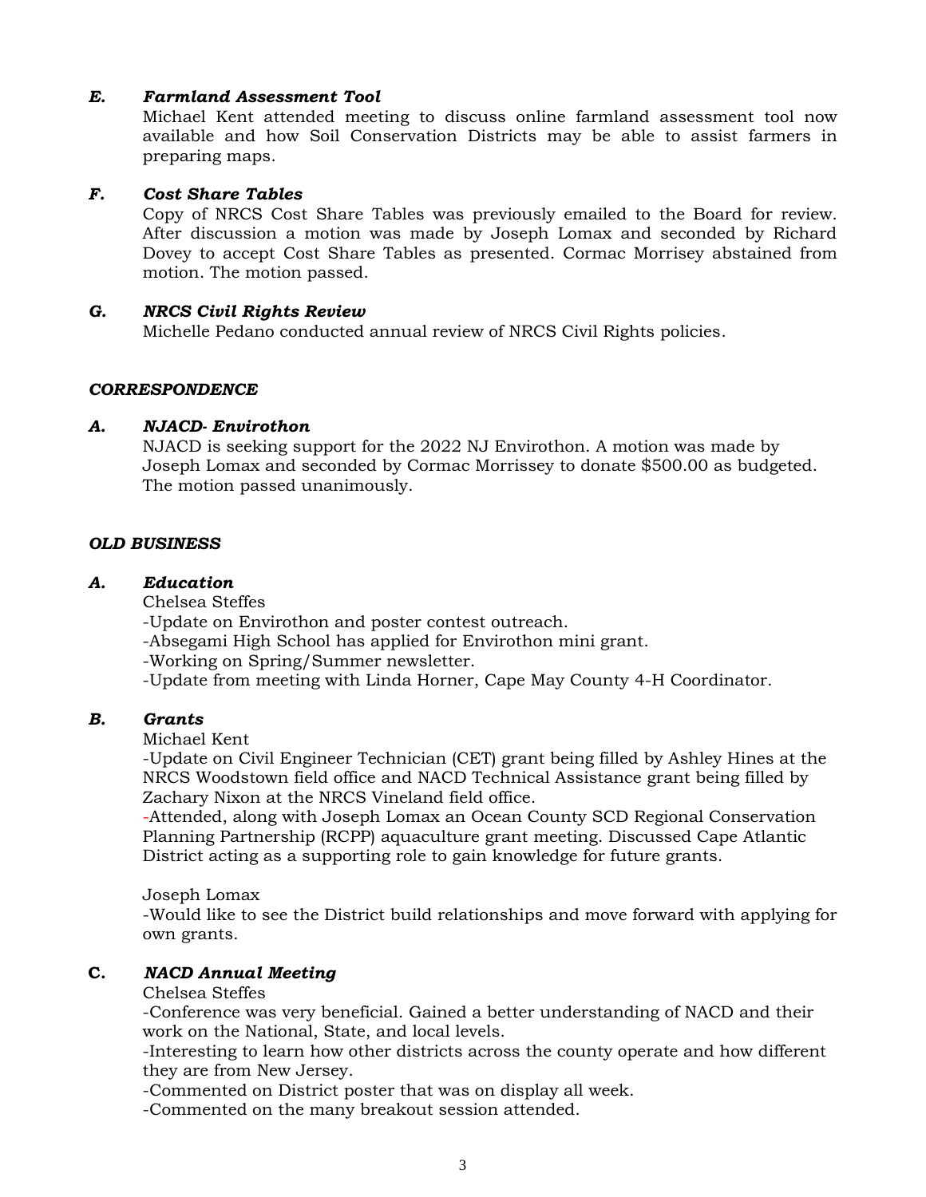### *E. Farmland Assessment Tool*

Michael Kent attended meeting to discuss online farmland assessment tool now available and how Soil Conservation Districts may be able to assist farmers in preparing maps.

### *F. Cost Share Tables*

Copy of NRCS Cost Share Tables was previously emailed to the Board for review. After discussion a motion was made by Joseph Lomax and seconded by Richard Dovey to accept Cost Share Tables as presented. Cormac Morrisey abstained from motion. The motion passed.

### *G. NRCS Civil Rights Review*

Michelle Pedano conducted annual review of NRCS Civil Rights policies.

## *CORRESPONDENCE*

### *A. NJACD- Envirothon*

NJACD is seeking support for the 2022 NJ Envirothon. A motion was made by Joseph Lomax and seconded by Cormac Morrissey to donate $500.00 as budgeted. The motion passed unanimously.

## *OLD BUSINESS*

### *A. Education*

Chelsea Steffes
-Update on Envirothon and poster contest outreach.
-Absegami High School has applied for Envirothon mini grant.
-Working on Spring/Summer newsletter.
-Update from meeting with Linda Horner, Cape May County 4-H Coordinator.

### *B. Grants*

Michael Kent
-Update on Civil Engineer Technician (CET) grant being filled by Ashley Hines at the NRCS Woodstown field office and NACD Technical Assistance grant being filled by Zachary Nixon at the NRCS Vineland field office.
-Attended, along with Joseph Lomax an Ocean County SCD Regional Conservation Planning Partnership (RCPP) aquaculture grant meeting. Discussed Cape Atlantic District acting as a supporting role to gain knowledge for future grants.

Joseph Lomax
-Would like to see the District build relationships and move forward with applying for own grants.

### **C.** *NACD Annual Meeting*

Chelsea Steffes
-Conference was very beneficial. Gained a better understanding of NACD and their work on the National, State, and local levels.
-Interesting to learn how other districts across the county operate and how different they are from New Jersey.
-Commented on District poster that was on display all week.
-Commented on the many breakout session attended.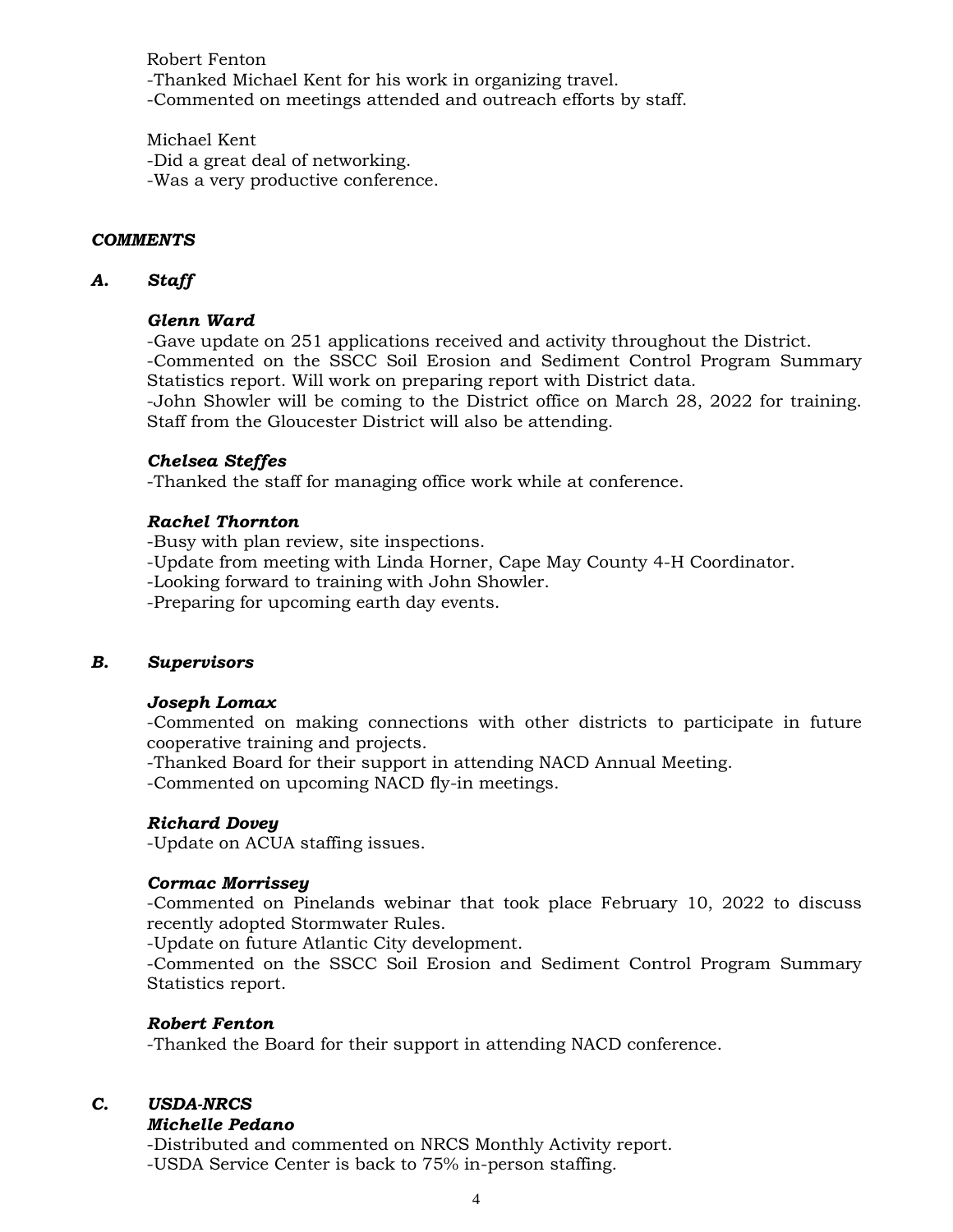Robert Fenton
-Thanked Michael Kent for his work in organizing travel.
-Commented on meetings attended and outreach efforts by staff.

Michael Kent
-Did a great deal of networking.
-Was a very productive conference.

## *COMMENTS*

### *A. Staff*

***Glenn Ward***
-Gave update on 251 applications received and activity throughout the District.
-Commented on the SSCC Soil Erosion and Sediment Control Program Summary Statistics report. Will work on preparing report with District data.
-John Showler will be coming to the District office on March 28, 2022 for training. Staff from the Gloucester District will also be attending.

***Chelsea Steffes***
-Thanked the staff for managing office work while at conference.

***Rachel Thornton***
-Busy with plan review, site inspections.
-Update from meeting with Linda Horner, Cape May County 4-H Coordinator.
-Looking forward to training with John Showler.
-Preparing for upcoming earth day events.

### *B. Supervisors*

***Joseph Lomax***
-Commented on making connections with other districts to participate in future cooperative training and projects.
-Thanked Board for their support in attending NACD Annual Meeting.
-Commented on upcoming NACD fly-in meetings.

***Richard Dovey***
-Update on ACUA staffing issues.

***Cormac Morrissey***
-Commented on Pinelands webinar that took place February 10, 2022 to discuss recently adopted Stormwater Rules.
-Update on future Atlantic City development.
-Commented on the SSCC Soil Erosion and Sediment Control Program Summary Statistics report.

***Robert Fenton***
-Thanked the Board for their support in attending NACD conference.

### *C. USDA-NRCS*

***Michelle Pedano***
-Distributed and commented on NRCS Monthly Activity report.
-USDA Service Center is back to 75% in-person staffing.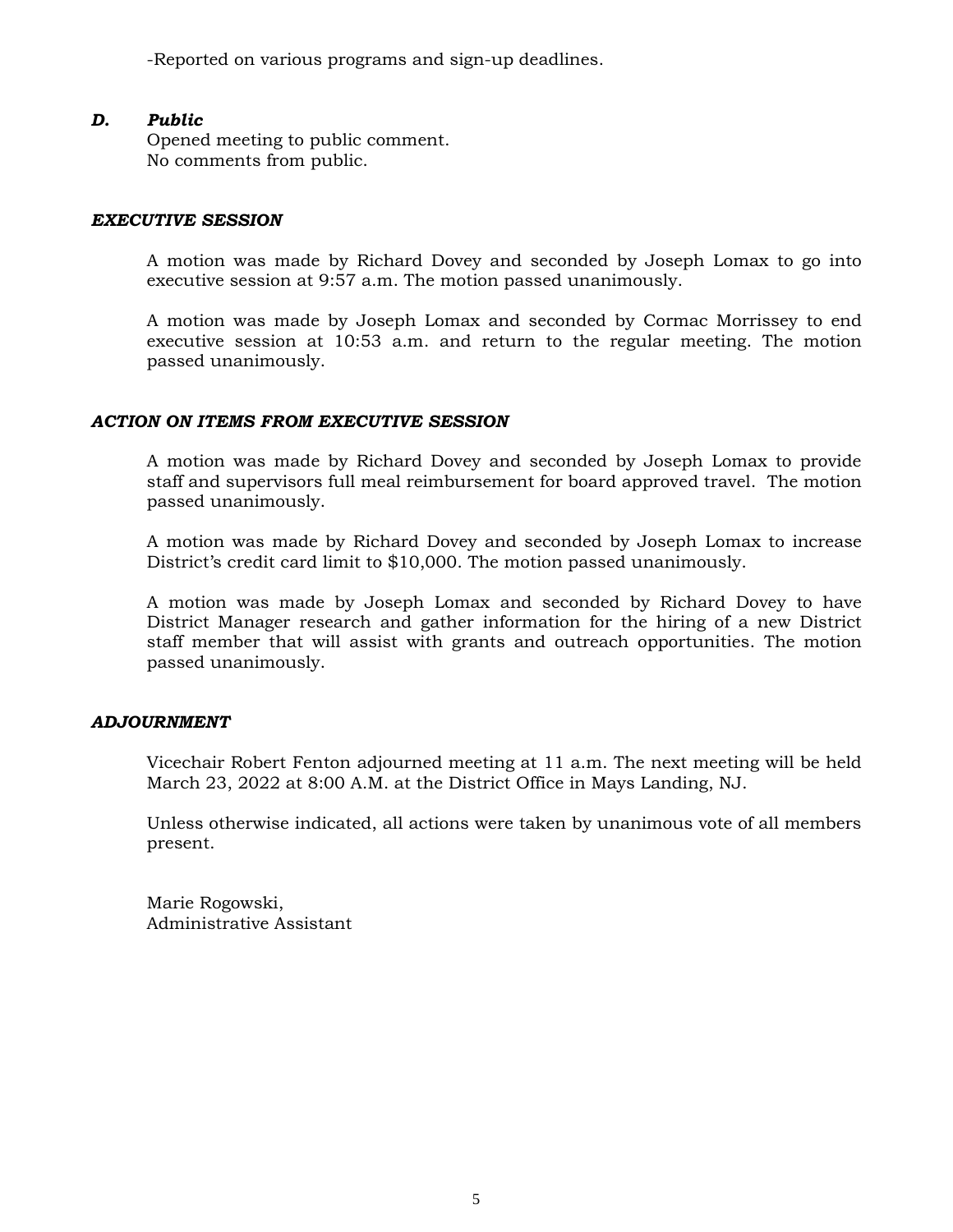-Reported on various programs and sign-up deadlines.

***D. Public***

Opened meeting to public comment.
No comments from public.

***EXECUTIVE SESSION***

A motion was made by Richard Dovey and seconded by Joseph Lomax to go into executive session at 9:57 a.m. The motion passed unanimously.

A motion was made by Joseph Lomax and seconded by Cormac Morrissey to end executive session at 10:53 a.m. and return to the regular meeting. The motion passed unanimously.

***ACTION ON ITEMS FROM EXECUTIVE SESSION***

A motion was made by Richard Dovey and seconded by Joseph Lomax to provide staff and supervisors full meal reimbursement for board approved travel. The motion passed unanimously.

A motion was made by Richard Dovey and seconded by Joseph Lomax to increase District's credit card limit to $10,000. The motion passed unanimously.

A motion was made by Joseph Lomax and seconded by Richard Dovey to have District Manager research and gather information for the hiring of a new District staff member that will assist with grants and outreach opportunities. The motion passed unanimously.

***ADJOURNMENT***

Vicechair Robert Fenton adjourned meeting at 11 a.m. The next meeting will be held March 23, 2022 at 8:00 A.M. at the District Office in Mays Landing, NJ.

Unless otherwise indicated, all actions were taken by unanimous vote of all members present.

Marie Rogowski,
Administrative Assistant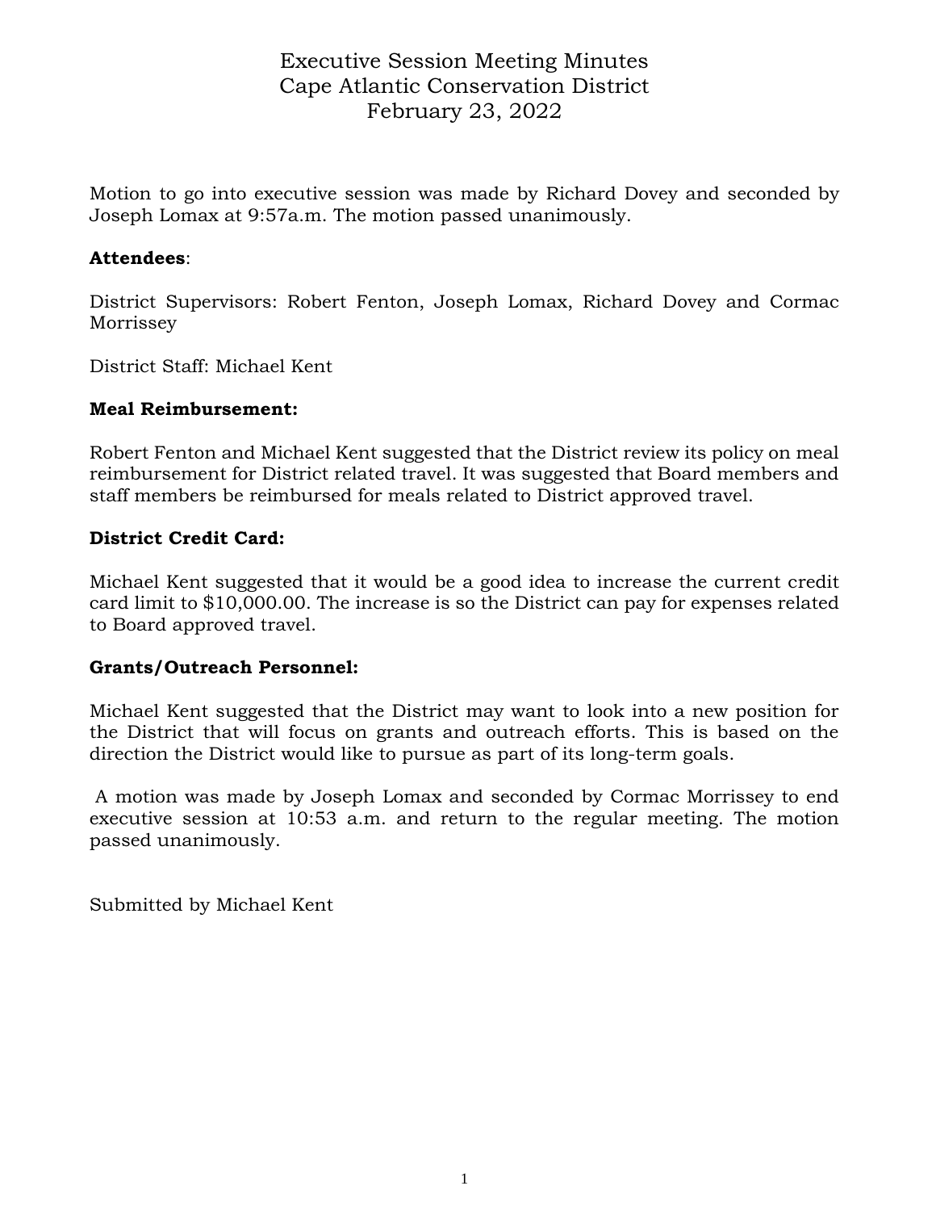# Executive Session Meeting Minutes
# Cape Atlantic Conservation District
# February 23, 2022

Motion to go into executive session was made by Richard Dovey and seconded by Joseph Lomax at 9:57a.m. The motion passed unanimously.

**Attendees**:

District Supervisors: Robert Fenton, Joseph Lomax, Richard Dovey and Cormac Morrissey

District Staff: Michael Kent

**Meal Reimbursement:**

Robert Fenton and Michael Kent suggested that the District review its policy on meal reimbursement for District related travel. It was suggested that Board members and staff members be reimbursed for meals related to District approved travel.

**District Credit Card:**

Michael Kent suggested that it would be a good idea to increase the current credit card limit to $10,000.00. The increase is so the District can pay for expenses related to Board approved travel.

**Grants/Outreach Personnel:**

Michael Kent suggested that the District may want to look into a new position for the District that will focus on grants and outreach efforts. This is based on the direction the District would like to pursue as part of its long-term goals.

A motion was made by Joseph Lomax and seconded by Cormac Morrissey to end executive session at 10:53 a.m. and return to the regular meeting. The motion passed unanimously.

Submitted by Michael Kent